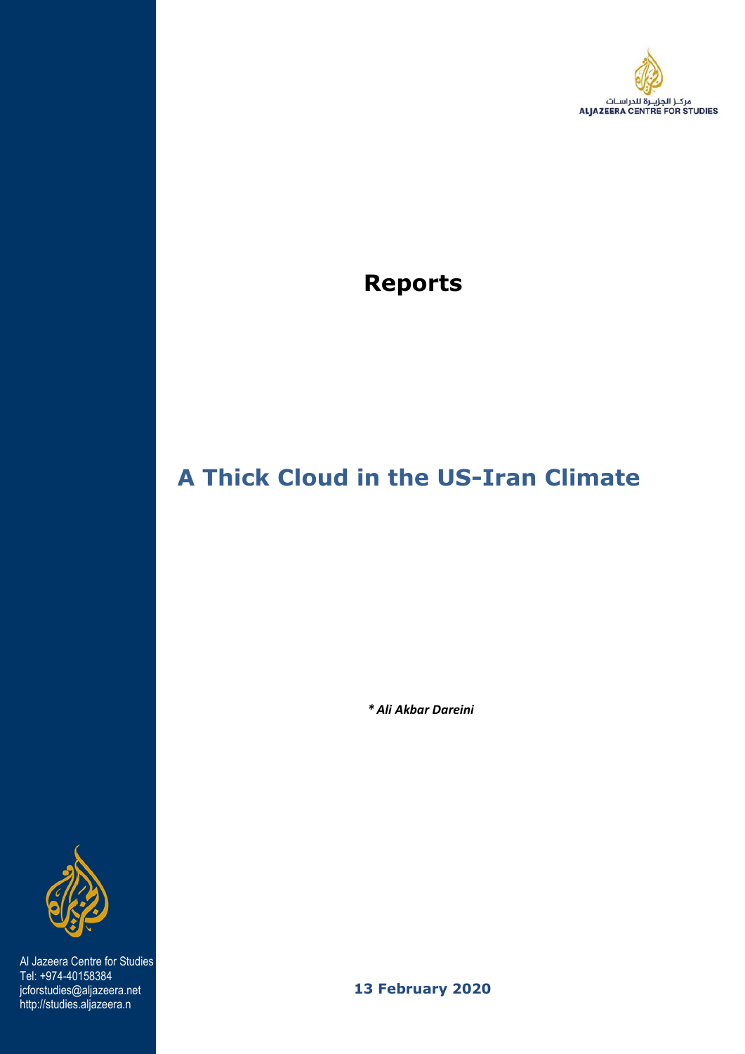مركز الجزيرة للدراسات
ALJAZEERA CENTRE FOR STUDIES

# Reports

## A Thick Cloud in the US-Iran Climate

*** Ali Akbar Dareini**

Al Jazeera Centre for Studies
Tel: +974-40158384
jcforstudies@aljazeera.net
http://studies.aljazeera.n

**13 February 2020**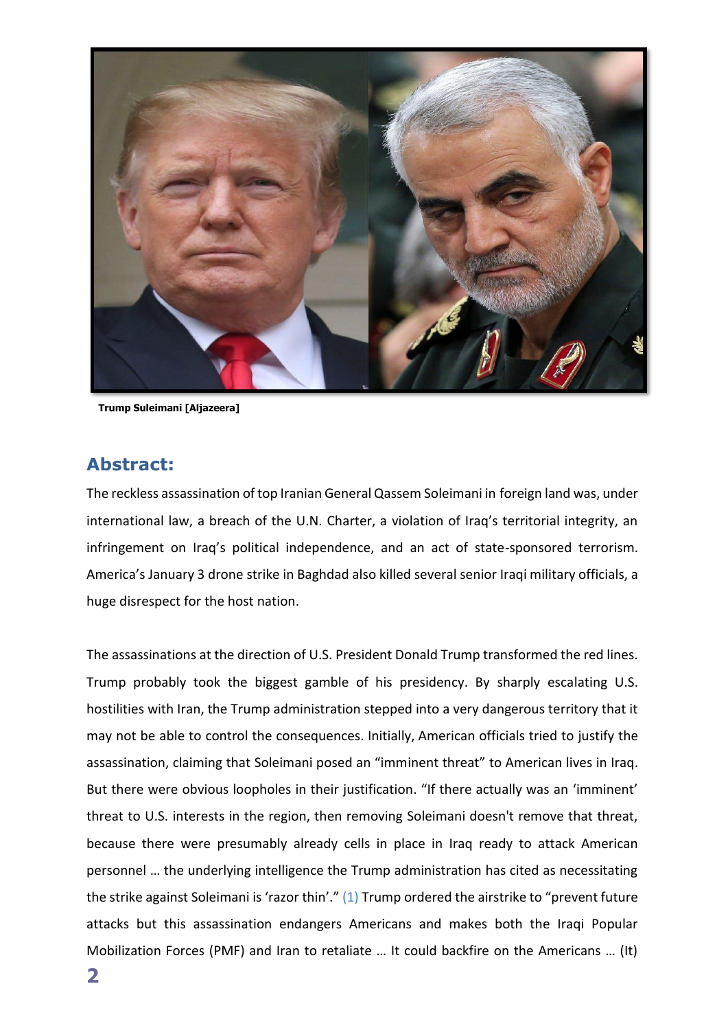Trump Suleimani [Aljazeera]

## Abstract:

The reckless assassination of top Iranian General Qassem Soleimani in foreign land was, under international law, a breach of the U.N. Charter, a violation of Iraq's territorial integrity, an infringement on Iraq's political independence, and an act of state-sponsored terrorism. America's January 3 drone strike in Baghdad also killed several senior Iraqi military officials, a huge disrespect for the host nation.

The assassinations at the direction of U.S. President Donald Trump transformed the red lines. Trump probably took the biggest gamble of his presidency. By sharply escalating U.S. hostilities with Iran, the Trump administration stepped into a very dangerous territory that it may not be able to control the consequences. Initially, American officials tried to justify the assassination, claiming that Soleimani posed an "imminent threat" to American lives in Iraq. But there were obvious loopholes in their justification. "If there actually was an 'imminent' threat to U.S. interests in the region, then removing Soleimani doesn't remove that threat, because there were presumably already cells in place in Iraq ready to attack American personnel … the underlying intelligence the Trump administration has cited as necessitating the strike against Soleimani is 'razor thin'." (1) Trump ordered the airstrike to "prevent future attacks but this assassination endangers Americans and makes both the Iraqi Popular Mobilization Forces (PMF) and Iran to retaliate … It could backfire on the Americans … (It)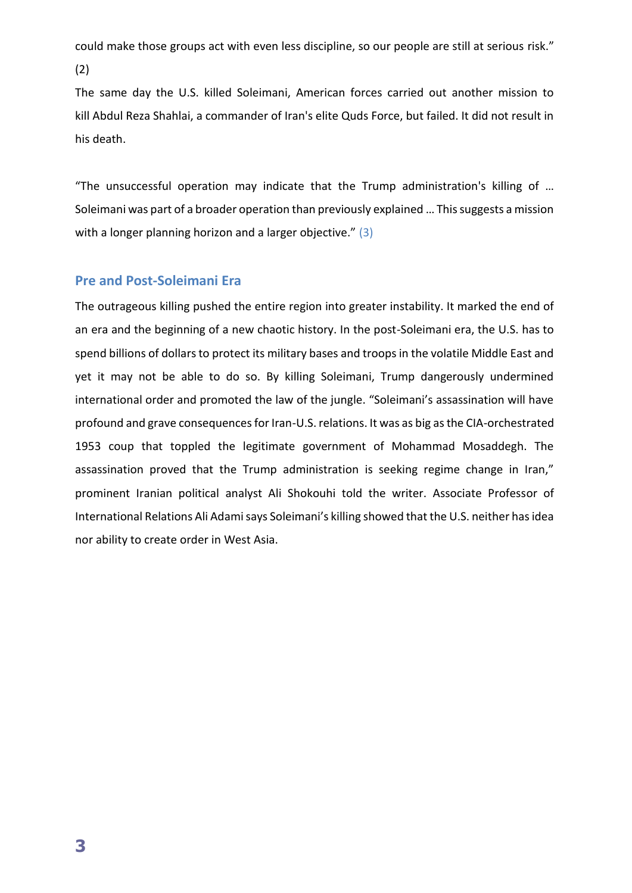could make those groups act with even less discipline, so our people are still at serious risk." (2)

The same day the U.S. killed Soleimani, American forces carried out another mission to kill Abdul Reza Shahlai, a commander of Iran's elite Quds Force, but failed. It did not result in his death.

"The unsuccessful operation may indicate that the Trump administration's killing of … Soleimani was part of a broader operation than previously explained … This suggests a mission with a longer planning horizon and a larger objective." (3)

## Pre and Post-Soleimani Era

The outrageous killing pushed the entire region into greater instability. It marked the end of an era and the beginning of a new chaotic history. In the post-Soleimani era, the U.S. has to spend billions of dollars to protect its military bases and troops in the volatile Middle East and yet it may not be able to do so. By killing Soleimani, Trump dangerously undermined international order and promoted the law of the jungle. "Soleimani's assassination will have profound and grave consequences for Iran-U.S. relations. It was as big as the CIA-orchestrated 1953 coup that toppled the legitimate government of Mohammad Mosaddegh. The assassination proved that the Trump administration is seeking regime change in Iran," prominent Iranian political analyst Ali Shokouhi told the writer. Associate Professor of International Relations Ali Adami says Soleimani's killing showed that the U.S. neither has idea nor ability to create order in West Asia.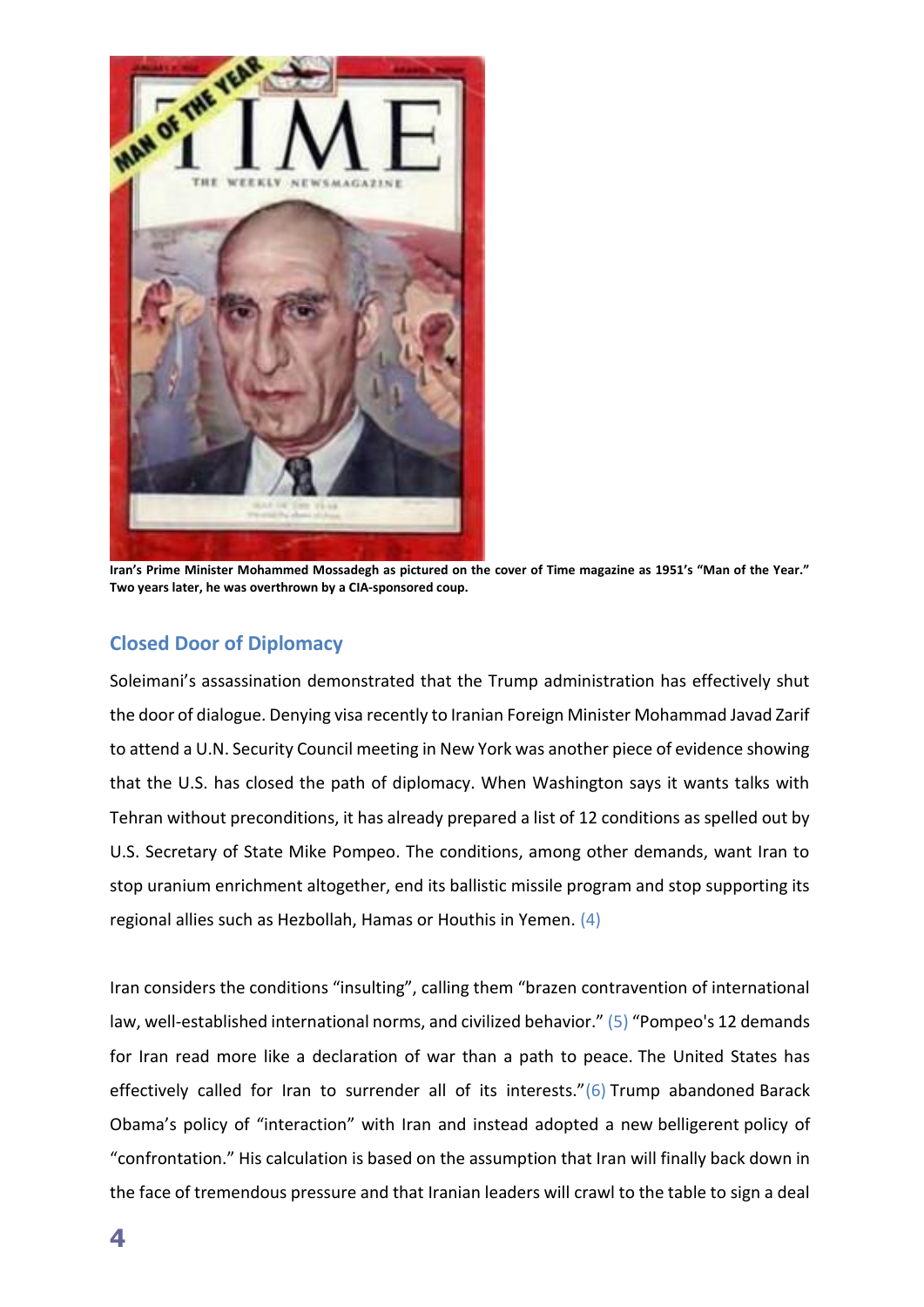**Iran's Prime Minister Mohammed Mossadegh as pictured on the cover of Time magazine as 1951's "Man of the Year." Two years later, he was overthrown by a CIA-sponsored coup.**

## Closed Door of Diplomacy

Soleimani's assassination demonstrated that the Trump administration has effectively shut the door of dialogue. Denying visa recently to Iranian Foreign Minister Mohammad Javad Zarif to attend a U.N. Security Council meeting in New York was another piece of evidence showing that the U.S. has closed the path of diplomacy. When Washington says it wants talks with Tehran without preconditions, it has already prepared a list of 12 conditions as spelled out by U.S. Secretary of State Mike Pompeo. The conditions, among other demands, want Iran to stop uranium enrichment altogether, end its ballistic missile program and stop supporting its regional allies such as Hezbollah, Hamas or Houthis in Yemen. (4)

Iran considers the conditions "insulting", calling them "brazen contravention of international law, well-established international norms, and civilized behavior." (5) "Pompeo's 12 demands for Iran read more like a declaration of war than a path to peace. The United States has effectively called for Iran to surrender all of its interests."(6) Trump abandoned Barack Obama's policy of "interaction" with Iran and instead adopted a new belligerent policy of "confrontation." His calculation is based on the assumption that Iran will finally back down in the face of tremendous pressure and that Iranian leaders will crawl to the table to sign a deal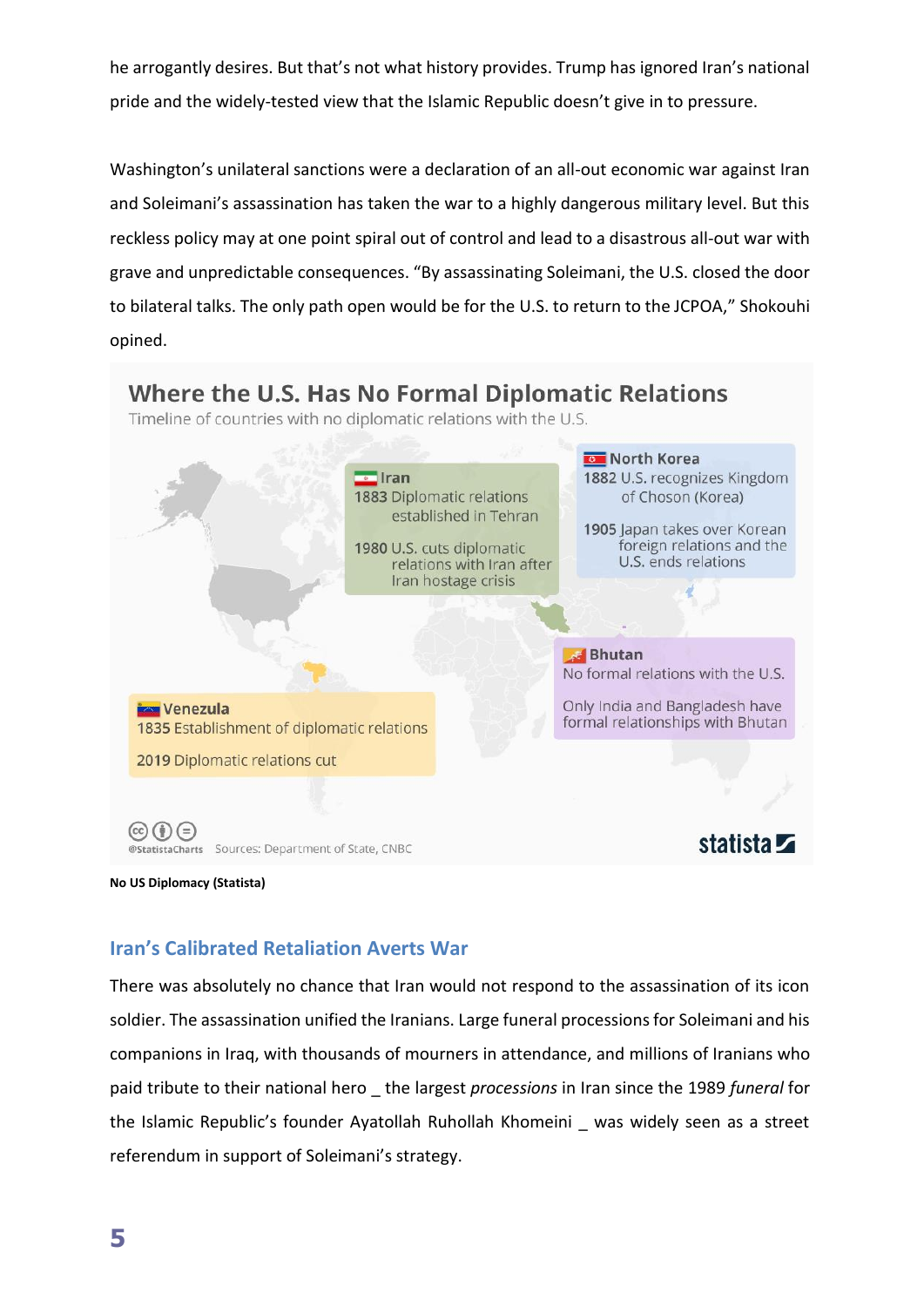he arrogantly desires. But that's not what history provides. Trump has ignored Iran's national pride and the widely-tested view that the Islamic Republic doesn't give in to pressure.

Washington's unilateral sanctions were a declaration of an all-out economic war against Iran and Soleimani's assassination has taken the war to a highly dangerous military level. But this reckless policy may at one point spiral out of control and lead to a disastrous all-out war with grave and unpredictable consequences. "By assassinating Soleimani, the U.S. closed the door to bilateral talks. The only path open would be for the U.S. to return to the JCPOA," Shokouhi opined.

**Where the U.S. Has No Formal Diplomatic Relations**

Timeline of countries with no diplomatic relations with the U.S.

**Iran**
1883 Diplomatic relations established in Tehran
1980 U.S. cuts diplomatic relations with Iran after Iran hostage crisis

**North Korea**
1882 U.S. recognizes Kingdom of Choson (Korea)
1905 Japan takes over Korean foreign relations and the U.S. ends relations

**Bhutan**
No formal relations with the U.S.
Only India and Bangladesh have formal relationships with Bhutan

**Venezula**
1835 Establishment of diplomatic relations
2019 Diplomatic relations cut

@StatistaCharts Sources: Department of State, CNBC — statista

**No US Diplomacy (Statista)**

## Iran's Calibrated Retaliation Averts War

There was absolutely no chance that Iran would not respond to the assassination of its icon soldier. The assassination unified the Iranians. Large funeral processions for Soleimani and his companions in Iraq, with thousands of mourners in attendance, and millions of Iranians who paid tribute to their national hero _ the largest *processions* in Iran since the 1989 *funeral* for the Islamic Republic's founder Ayatollah Ruhollah Khomeini _ was widely seen as a street referendum in support of Soleimani's strategy.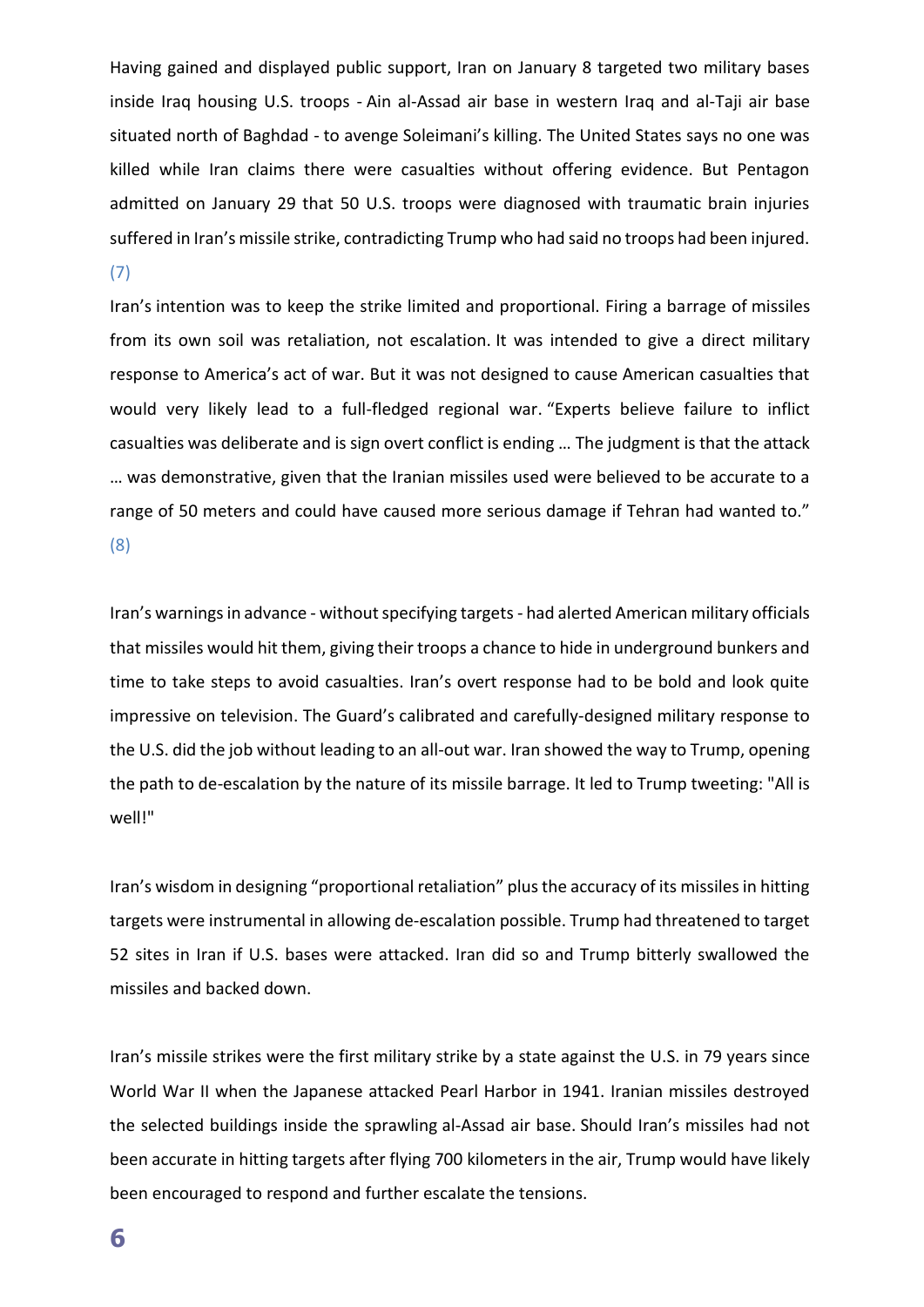Having gained and displayed public support, Iran on January 8 targeted two military bases inside Iraq housing U.S. troops - Ain al-Assad air base in western Iraq and al-Taji air base situated north of Baghdad - to avenge Soleimani's killing. The United States says no one was killed while Iran claims there were casualties without offering evidence. But Pentagon admitted on January 29 that 50 U.S. troops were diagnosed with traumatic brain injuries suffered in Iran's missile strike, contradicting Trump who had said no troops had been injured. (7)

Iran's intention was to keep the strike limited and proportional. Firing a barrage of missiles from its own soil was retaliation, not escalation. It was intended to give a direct military response to America's act of war. But it was not designed to cause American casualties that would very likely lead to a full-fledged regional war. "Experts believe failure to inflict casualties was deliberate and is sign overt conflict is ending … The judgment is that the attack … was demonstrative, given that the Iranian missiles used were believed to be accurate to a range of 50 meters and could have caused more serious damage if Tehran had wanted to." (8)

Iran's warnings in advance - without specifying targets - had alerted American military officials that missiles would hit them, giving their troops a chance to hide in underground bunkers and time to take steps to avoid casualties. Iran's overt response had to be bold and look quite impressive on television. The Guard's calibrated and carefully-designed military response to the U.S. did the job without leading to an all-out war. Iran showed the way to Trump, opening the path to de-escalation by the nature of its missile barrage. It led to Trump tweeting: "All is well!"

Iran's wisdom in designing "proportional retaliation" plus the accuracy of its missiles in hitting targets were instrumental in allowing de-escalation possible. Trump had threatened to target 52 sites in Iran if U.S. bases were attacked. Iran did so and Trump bitterly swallowed the missiles and backed down.

Iran's missile strikes were the first military strike by a state against the U.S. in 79 years since World War II when the Japanese attacked Pearl Harbor in 1941. Iranian missiles destroyed the selected buildings inside the sprawling al-Assad air base. Should Iran's missiles had not been accurate in hitting targets after flying 700 kilometers in the air, Trump would have likely been encouraged to respond and further escalate the tensions.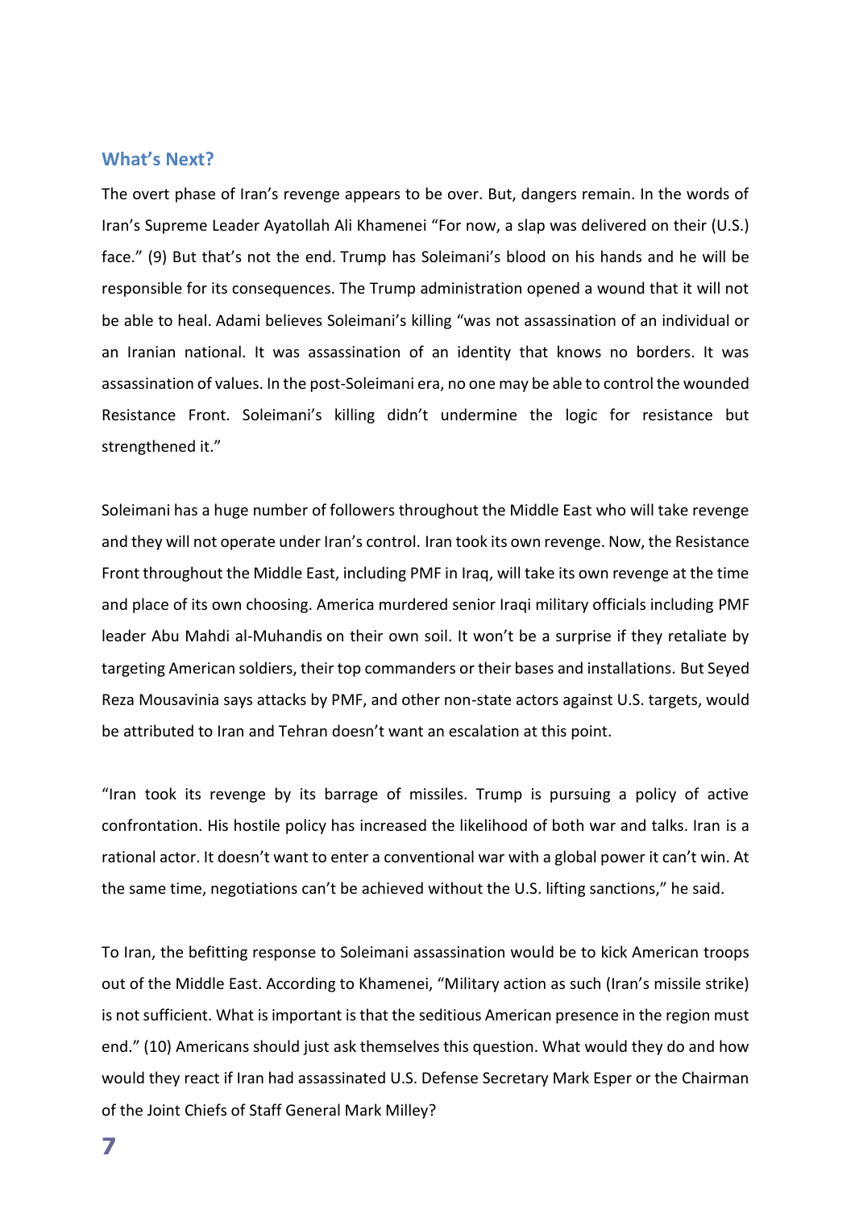## What's Next?

The overt phase of Iran's revenge appears to be over. But, dangers remain. In the words of Iran's Supreme Leader Ayatollah Ali Khamenei "For now, a slap was delivered on their (U.S.) face." (9) But that's not the end. Trump has Soleimani's blood on his hands and he will be responsible for its consequences. The Trump administration opened a wound that it will not be able to heal. Adami believes Soleimani's killing "was not assassination of an individual or an Iranian national. It was assassination of an identity that knows no borders. It was assassination of values. In the post-Soleimani era, no one may be able to control the wounded Resistance Front. Soleimani's killing didn't undermine the logic for resistance but strengthened it."

Soleimani has a huge number of followers throughout the Middle East who will take revenge and they will not operate under Iran's control. Iran took its own revenge. Now, the Resistance Front throughout the Middle East, including PMF in Iraq, will take its own revenge at the time and place of its own choosing. America murdered senior Iraqi military officials including PMF leader Abu Mahdi al-Muhandis on their own soil. It won't be a surprise if they retaliate by targeting American soldiers, their top commanders or their bases and installations. But Seyed Reza Mousavinia says attacks by PMF, and other non-state actors against U.S. targets, would be attributed to Iran and Tehran doesn't want an escalation at this point.

"Iran took its revenge by its barrage of missiles. Trump is pursuing a policy of active confrontation. His hostile policy has increased the likelihood of both war and talks. Iran is a rational actor. It doesn't want to enter a conventional war with a global power it can't win. At the same time, negotiations can't be achieved without the U.S. lifting sanctions," he said.

To Iran, the befitting response to Soleimani assassination would be to kick American troops out of the Middle East. According to Khamenei, "Military action as such (Iran's missile strike) is not sufficient. What is important is that the seditious American presence in the region must end." (10) Americans should just ask themselves this question. What would they do and how would they react if Iran had assassinated U.S. Defense Secretary Mark Esper or the Chairman of the Joint Chiefs of Staff General Mark Milley?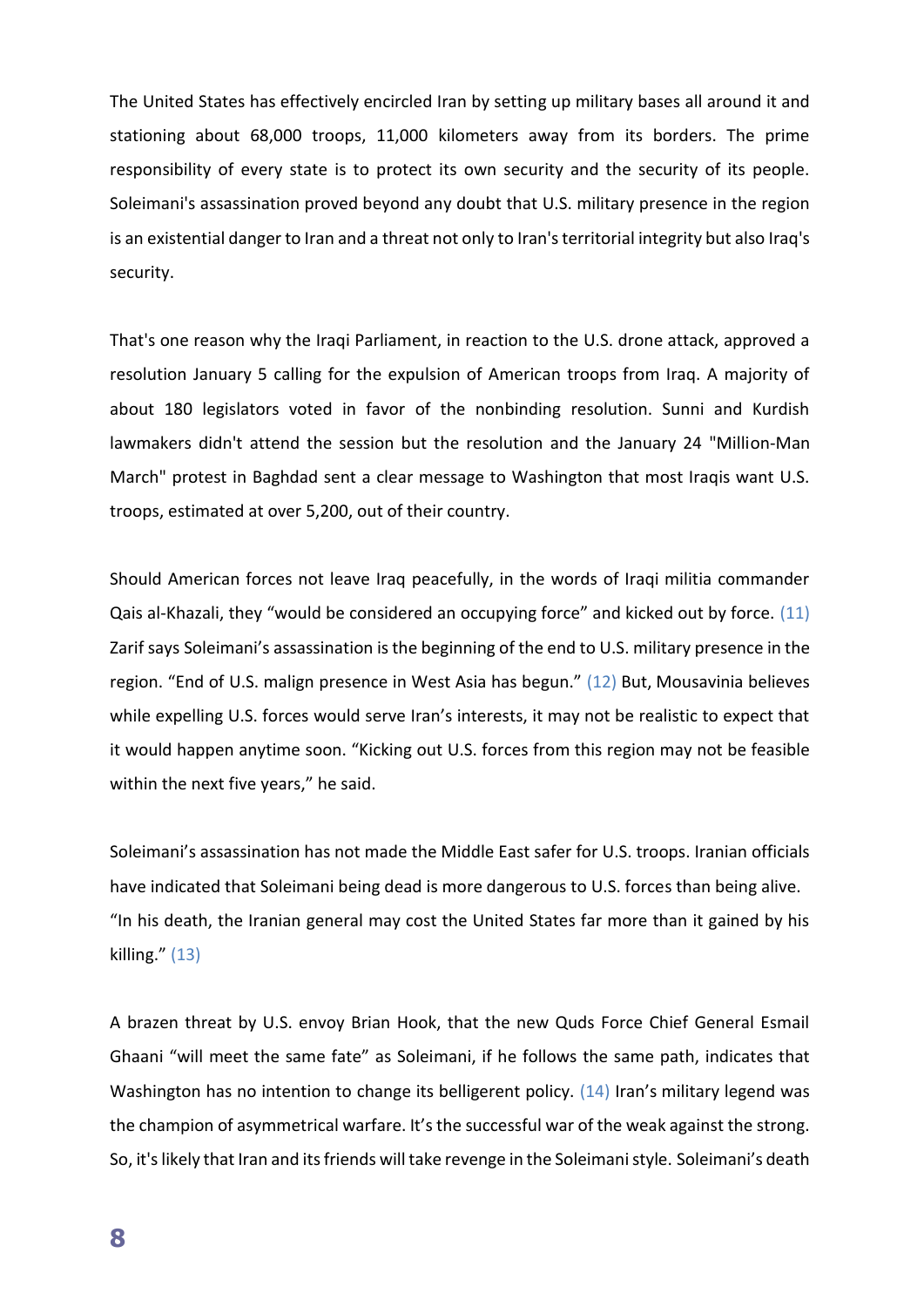The United States has effectively encircled Iran by setting up military bases all around it and stationing about 68,000 troops, 11,000 kilometers away from its borders. The prime responsibility of every state is to protect its own security and the security of its people. Soleimani's assassination proved beyond any doubt that U.S. military presence in the region is an existential danger to Iran and a threat not only to Iran's territorial integrity but also Iraq's security.

That's one reason why the Iraqi Parliament, in reaction to the U.S. drone attack, approved a resolution January 5 calling for the expulsion of American troops from Iraq. A majority of about 180 legislators voted in favor of the nonbinding resolution. Sunni and Kurdish lawmakers didn't attend the session but the resolution and the January 24 "Million-Man March" protest in Baghdad sent a clear message to Washington that most Iraqis want U.S. troops, estimated at over 5,200, out of their country.

Should American forces not leave Iraq peacefully, in the words of Iraqi militia commander Qais al-Khazali, they "would be considered an occupying force" and kicked out by force. (11) Zarif says Soleimani's assassination is the beginning of the end to U.S. military presence in the region. "End of U.S. malign presence in West Asia has begun." (12) But, Mousavinia believes while expelling U.S. forces would serve Iran's interests, it may not be realistic to expect that it would happen anytime soon. "Kicking out U.S. forces from this region may not be feasible within the next five years," he said.

Soleimani's assassination has not made the Middle East safer for U.S. troops. Iranian officials have indicated that Soleimani being dead is more dangerous to U.S. forces than being alive. "In his death, the Iranian general may cost the United States far more than it gained by his killing." (13)

A brazen threat by U.S. envoy Brian Hook, that the new Quds Force Chief General Esmail Ghaani "will meet the same fate" as Soleimani, if he follows the same path, indicates that Washington has no intention to change its belligerent policy. (14) Iran's military legend was the champion of asymmetrical warfare. It's the successful war of the weak against the strong. So, it's likely that Iran and its friends will take revenge in the Soleimani style. Soleimani's death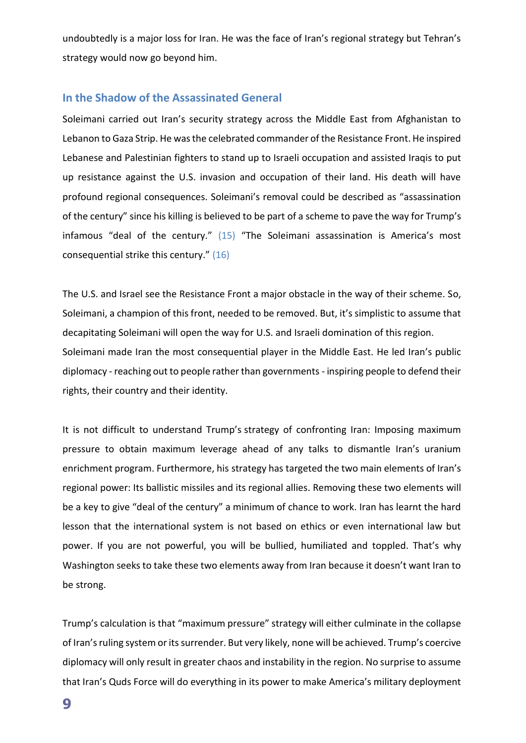undoubtedly is a major loss for Iran. He was the face of Iran's regional strategy but Tehran's strategy would now go beyond him.

## In the Shadow of the Assassinated General

Soleimani carried out Iran's security strategy across the Middle East from Afghanistan to Lebanon to Gaza Strip. He was the celebrated commander of the Resistance Front. He inspired Lebanese and Palestinian fighters to stand up to Israeli occupation and assisted Iraqis to put up resistance against the U.S. invasion and occupation of their land. His death will have profound regional consequences. Soleimani's removal could be described as "assassination of the century" since his killing is believed to be part of a scheme to pave the way for Trump's infamous "deal of the century." (15) "The Soleimani assassination is America's most consequential strike this century." (16)

The U.S. and Israel see the Resistance Front a major obstacle in the way of their scheme. So, Soleimani, a champion of this front, needed to be removed. But, it's simplistic to assume that decapitating Soleimani will open the way for U.S. and Israeli domination of this region.
Soleimani made Iran the most consequential player in the Middle East. He led Iran's public diplomacy - reaching out to people rather than governments - inspiring people to defend their rights, their country and their identity.

It is not difficult to understand Trump's strategy of confronting Iran: Imposing maximum pressure to obtain maximum leverage ahead of any talks to dismantle Iran's uranium enrichment program. Furthermore, his strategy has targeted the two main elements of Iran's regional power: Its ballistic missiles and its regional allies. Removing these two elements will be a key to give "deal of the century" a minimum of chance to work. Iran has learnt the hard lesson that the international system is not based on ethics or even international law but power. If you are not powerful, you will be bullied, humiliated and toppled. That's why Washington seeks to take these two elements away from Iran because it doesn't want Iran to be strong.

Trump's calculation is that "maximum pressure" strategy will either culminate in the collapse of Iran's ruling system or its surrender. But very likely, none will be achieved. Trump's coercive diplomacy will only result in greater chaos and instability in the region. No surprise to assume that Iran's Quds Force will do everything in its power to make America's military deployment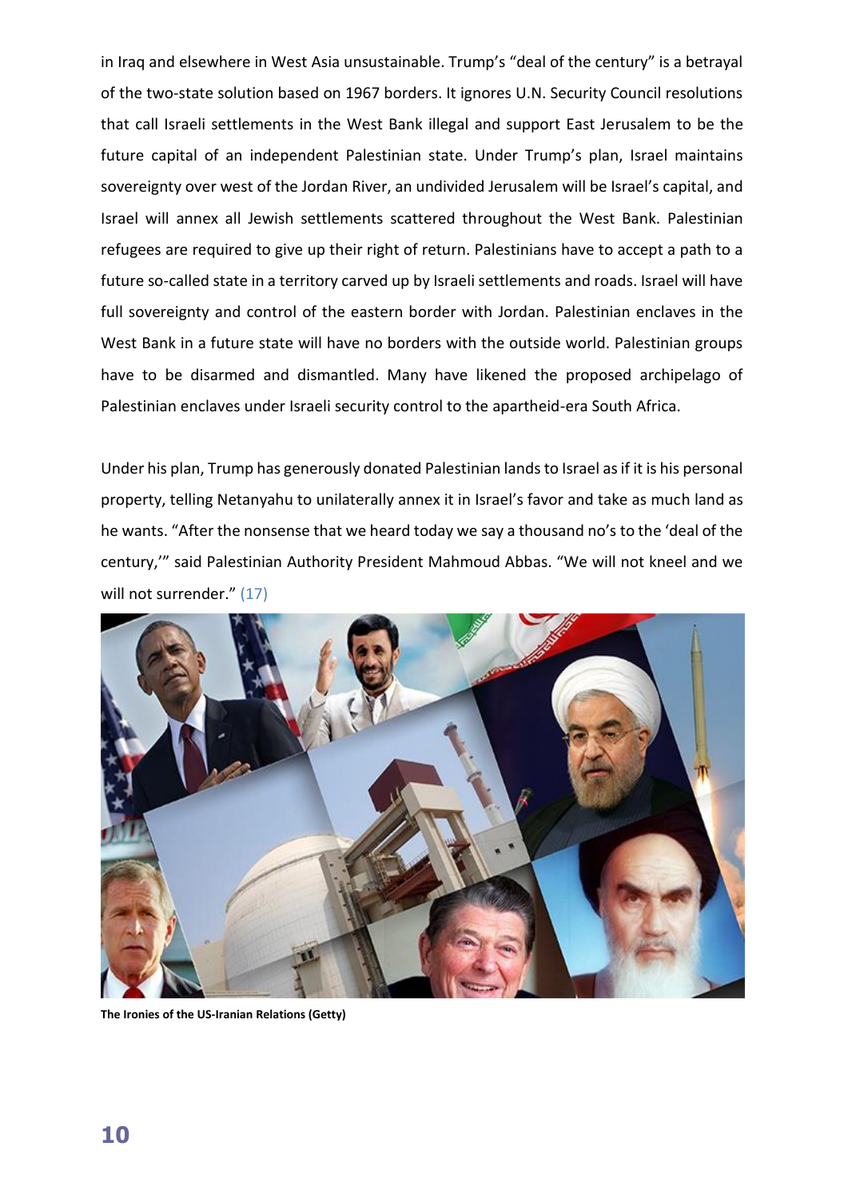in Iraq and elsewhere in West Asia unsustainable. Trump's "deal of the century" is a betrayal of the two-state solution based on 1967 borders. It ignores U.N. Security Council resolutions that call Israeli settlements in the West Bank illegal and support East Jerusalem to be the future capital of an independent Palestinian state. Under Trump's plan, Israel maintains sovereignty over west of the Jordan River, an undivided Jerusalem will be Israel's capital, and Israel will annex all Jewish settlements scattered throughout the West Bank. Palestinian refugees are required to give up their right of return. Palestinians have to accept a path to a future so-called state in a territory carved up by Israeli settlements and roads. Israel will have full sovereignty and control of the eastern border with Jordan. Palestinian enclaves in the West Bank in a future state will have no borders with the outside world. Palestinian groups have to be disarmed and dismantled. Many have likened the proposed archipelago of Palestinian enclaves under Israeli security control to the apartheid-era South Africa.

Under his plan, Trump has generously donated Palestinian lands to Israel as if it is his personal property, telling Netanyahu to unilaterally annex it in Israel's favor and take as much land as he wants. "After the nonsense that we heard today we say a thousand no's to the 'deal of the century,'" said Palestinian Authority President Mahmoud Abbas. "We will not kneel and we will not surrender." (17)

**The Ironies of the US-Iranian Relations (Getty)**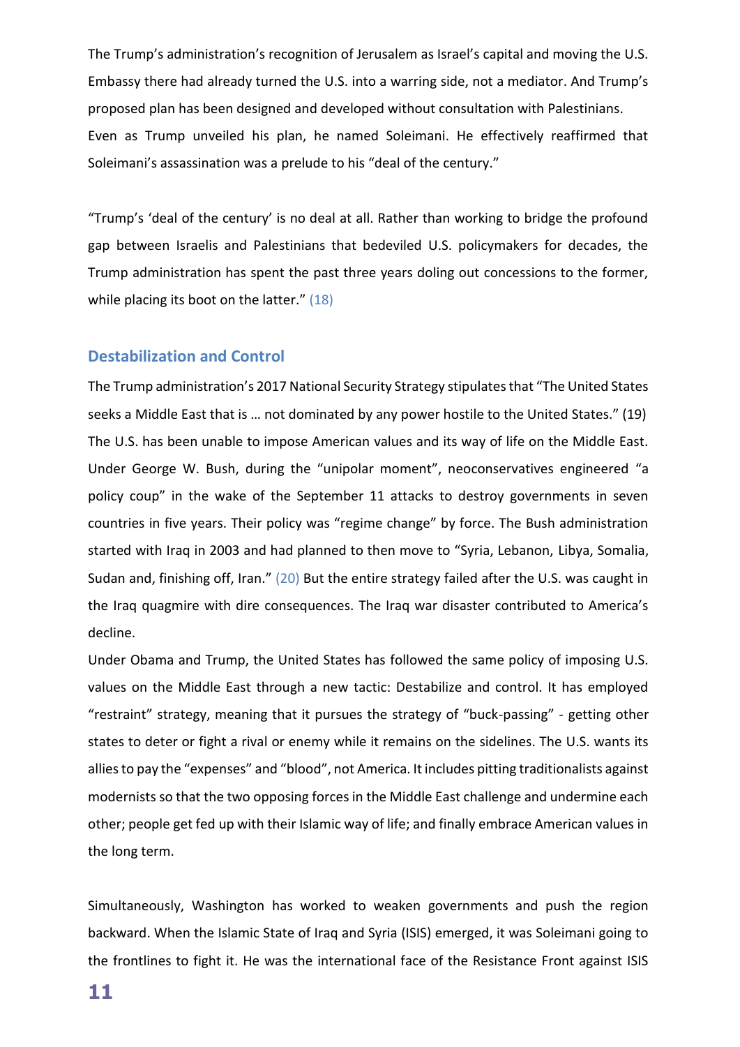The Trump's administration's recognition of Jerusalem as Israel's capital and moving the U.S. Embassy there had already turned the U.S. into a warring side, not a mediator. And Trump's proposed plan has been designed and developed without consultation with Palestinians.
Even as Trump unveiled his plan, he named Soleimani. He effectively reaffirmed that Soleimani's assassination was a prelude to his "deal of the century."

"Trump's 'deal of the century' is no deal at all. Rather than working to bridge the profound gap between Israelis and Palestinians that bedeviled U.S. policymakers for decades, the Trump administration has spent the past three years doling out concessions to the former, while placing its boot on the latter." (18)

## Destabilization and Control

The Trump administration's 2017 National Security Strategy stipulates that "The United States seeks a Middle East that is … not dominated by any power hostile to the United States." (19)
The U.S. has been unable to impose American values and its way of life on the Middle East. Under George W. Bush, during the "unipolar moment", neoconservatives engineered "a policy coup" in the wake of the September 11 attacks to destroy governments in seven countries in five years. Their policy was "regime change" by force. The Bush administration started with Iraq in 2003 and had planned to then move to "Syria, Lebanon, Libya, Somalia, Sudan and, finishing off, Iran." (20) But the entire strategy failed after the U.S. was caught in the Iraq quagmire with dire consequences. The Iraq war disaster contributed to America's decline.
Under Obama and Trump, the United States has followed the same policy of imposing U.S. values on the Middle East through a new tactic: Destabilize and control. It has employed "restraint" strategy, meaning that it pursues the strategy of "buck-passing" - getting other states to deter or fight a rival or enemy while it remains on the sidelines. The U.S. wants its allies to pay the "expenses" and "blood", not America. It includes pitting traditionalists against modernists so that the two opposing forces in the Middle East challenge and undermine each other; people get fed up with their Islamic way of life; and finally embrace American values in the long term.

Simultaneously, Washington has worked to weaken governments and push the region backward. When the Islamic State of Iraq and Syria (ISIS) emerged, it was Soleimani going to the frontlines to fight it. He was the international face of the Resistance Front against ISIS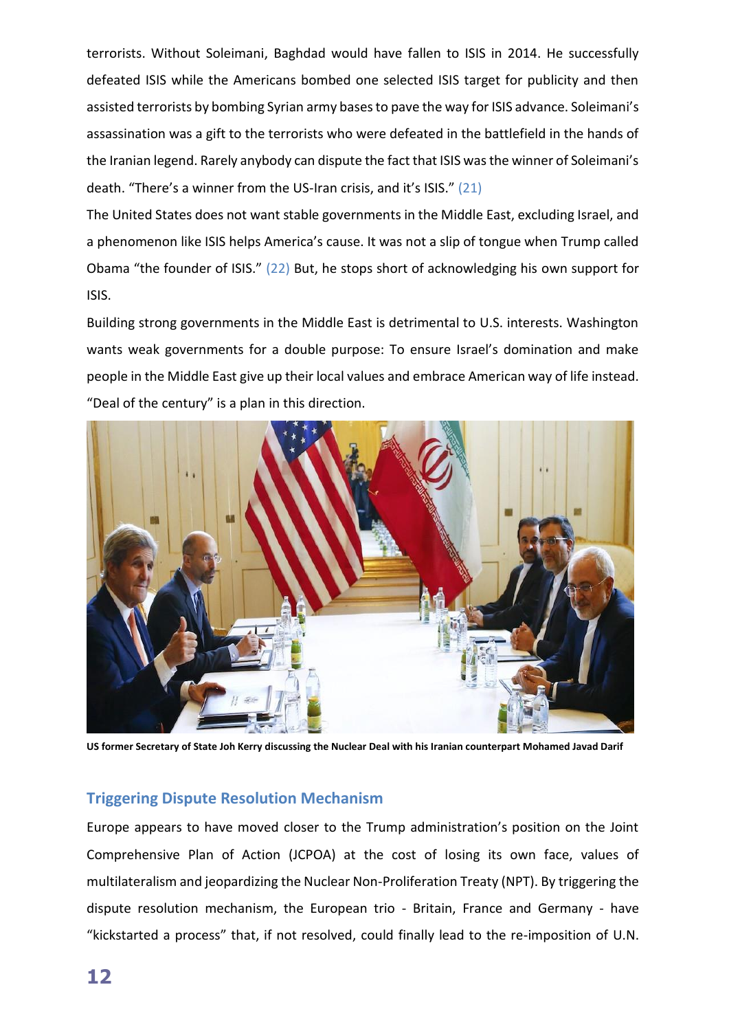terrorists. Without Soleimani, Baghdad would have fallen to ISIS in 2014. He successfully defeated ISIS while the Americans bombed one selected ISIS target for publicity and then assisted terrorists by bombing Syrian army bases to pave the way for ISIS advance. Soleimani's assassination was a gift to the terrorists who were defeated in the battlefield in the hands of the Iranian legend. Rarely anybody can dispute the fact that ISIS was the winner of Soleimani's death. "There's a winner from the US-Iran crisis, and it's ISIS." (21)

The United States does not want stable governments in the Middle East, excluding Israel, and a phenomenon like ISIS helps America's cause. It was not a slip of tongue when Trump called Obama "the founder of ISIS." (22) But, he stops short of acknowledging his own support for ISIS.

Building strong governments in the Middle East is detrimental to U.S. interests. Washington wants weak governments for a double purpose: To ensure Israel's domination and make people in the Middle East give up their local values and embrace American way of life instead. "Deal of the century" is a plan in this direction.

**US former Secretary of State Joh Kerry discussing the Nuclear Deal with his Iranian counterpart Mohamed Javad Darif**

## Triggering Dispute Resolution Mechanism

Europe appears to have moved closer to the Trump administration's position on the Joint Comprehensive Plan of Action (JCPOA) at the cost of losing its own face, values of multilateralism and jeopardizing the Nuclear Non-Proliferation Treaty (NPT). By triggering the dispute resolution mechanism, the European trio - Britain, France and Germany - have "kickstarted a process" that, if not resolved, could finally lead to the re-imposition of U.N.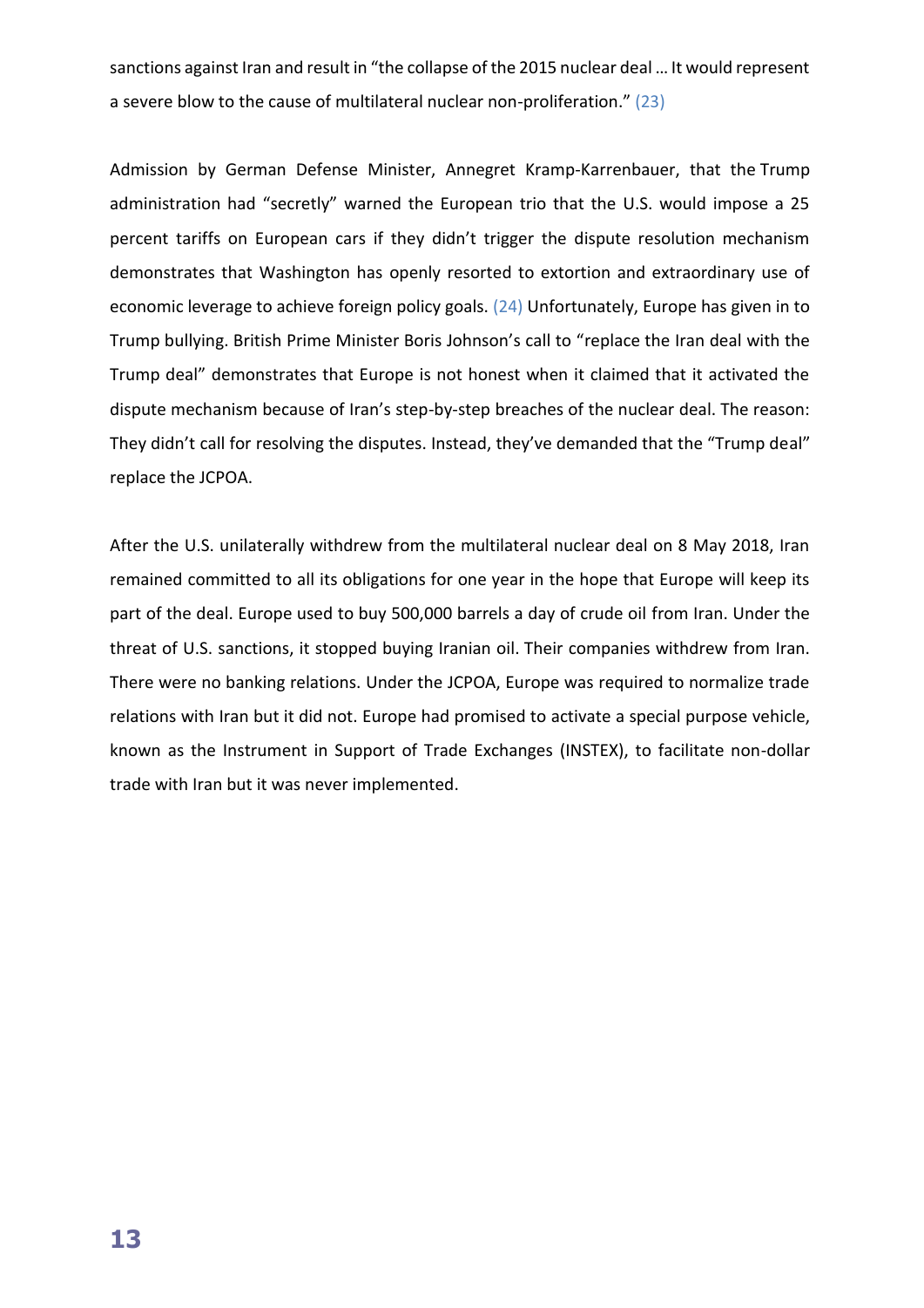sanctions against Iran and result in "the collapse of the 2015 nuclear deal … It would represent a severe blow to the cause of multilateral nuclear non-proliferation." (23)

Admission by German Defense Minister, Annegret Kramp-Karrenbauer, that the Trump administration had "secretly" warned the European trio that the U.S. would impose a 25 percent tariffs on European cars if they didn't trigger the dispute resolution mechanism demonstrates that Washington has openly resorted to extortion and extraordinary use of economic leverage to achieve foreign policy goals. (24) Unfortunately, Europe has given in to Trump bullying. British Prime Minister Boris Johnson's call to "replace the Iran deal with the Trump deal" demonstrates that Europe is not honest when it claimed that it activated the dispute mechanism because of Iran's step-by-step breaches of the nuclear deal. The reason: They didn't call for resolving the disputes. Instead, they've demanded that the "Trump deal" replace the JCPOA.

After the U.S. unilaterally withdrew from the multilateral nuclear deal on 8 May 2018, Iran remained committed to all its obligations for one year in the hope that Europe will keep its part of the deal. Europe used to buy 500,000 barrels a day of crude oil from Iran. Under the threat of U.S. sanctions, it stopped buying Iranian oil. Their companies withdrew from Iran. There were no banking relations. Under the JCPOA, Europe was required to normalize trade relations with Iran but it did not. Europe had promised to activate a special purpose vehicle, known as the Instrument in Support of Trade Exchanges (INSTEX), to facilitate non-dollar trade with Iran but it was never implemented.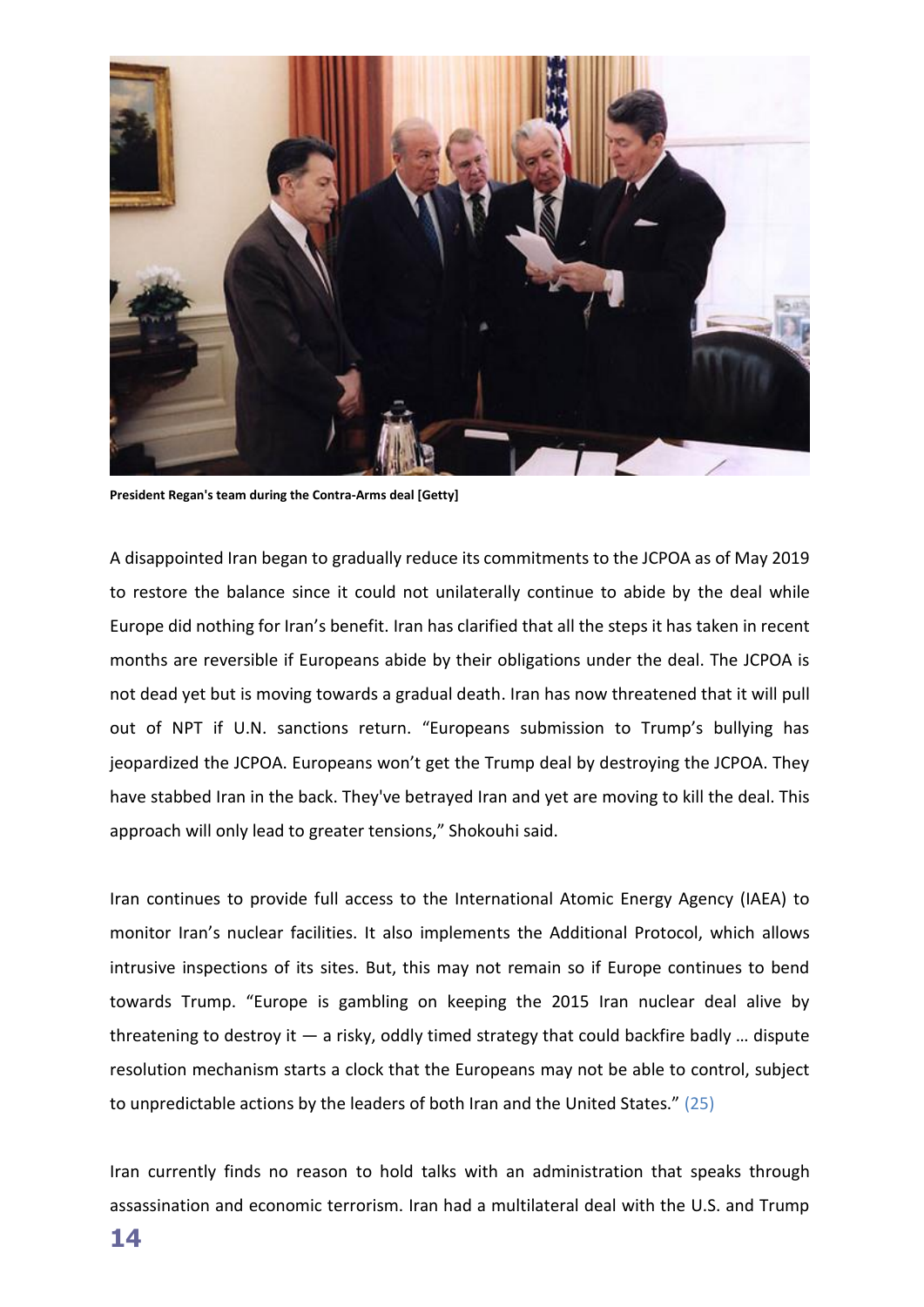**President Regan's team during the Contra-Arms deal [Getty]**

A disappointed Iran began to gradually reduce its commitments to the JCPOA as of May 2019 to restore the balance since it could not unilaterally continue to abide by the deal while Europe did nothing for Iran's benefit. Iran has clarified that all the steps it has taken in recent months are reversible if Europeans abide by their obligations under the deal. The JCPOA is not dead yet but is moving towards a gradual death. Iran has now threatened that it will pull out of NPT if U.N. sanctions return. "Europeans submission to Trump's bullying has jeopardized the JCPOA. Europeans won't get the Trump deal by destroying the JCPOA. They have stabbed Iran in the back. They've betrayed Iran and yet are moving to kill the deal. This approach will only lead to greater tensions," Shokouhi said.

Iran continues to provide full access to the International Atomic Energy Agency (IAEA) to monitor Iran's nuclear facilities. It also implements the Additional Protocol, which allows intrusive inspections of its sites. But, this may not remain so if Europe continues to bend towards Trump. "Europe is gambling on keeping the 2015 Iran nuclear deal alive by threatening to destroy it — a risky, oddly timed strategy that could backfire badly … dispute resolution mechanism starts a clock that the Europeans may not be able to control, subject to unpredictable actions by the leaders of both Iran and the United States." (25)

Iran currently finds no reason to hold talks with an administration that speaks through assassination and economic terrorism. Iran had a multilateral deal with the U.S. and Trump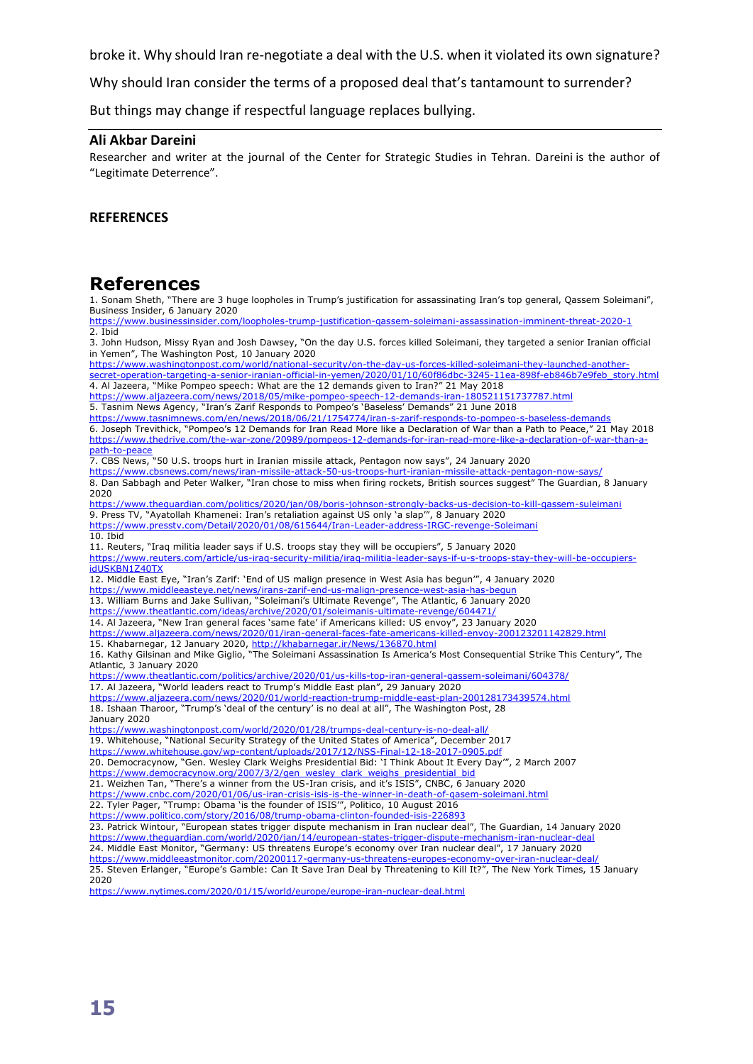broke it. Why should Iran re-negotiate a deal with the U.S. when it violated its own signature?

Why should Iran consider the terms of a proposed deal that's tantamount to surrender?

But things may change if respectful language replaces bullying.

**Ali Akbar Dareini**

Researcher and writer at the journal of the Center for Strategic Studies in Tehran. Dareini is the author of "Legitimate Deterrence".

**REFERENCES**

# References

1. Sonam Sheth, "There are 3 huge loopholes in Trump's justification for assassinating Iran's top general, Qassem Soleimani", Business Insider, 6 January 2020 https://www.businessinsider.com/loopholes-trump-justification-qassem-soleimani-assassination-imminent-threat-2020-1
2. Ibid
3. John Hudson, Missy Ryan and Josh Dawsey, "On the day U.S. forces killed Soleimani, they targeted a senior Iranian official in Yemen", The Washington Post, 10 January 2020 https://www.washingtonpost.com/world/national-security/on-the-day-us-forces-killed-soleimani-they-launched-another-secret-operation-targeting-a-senior-iranian-official-in-yemen/2020/01/10/60f86dbc-3245-11ea-898f-eb846b7e9feb_story.html
4. Al Jazeera, "Mike Pompeo speech: What are the 12 demands given to Iran?" 21 May 2018 https://www.aljazeera.com/news/2018/05/mike-pompeo-speech-12-demands-iran-180521151737787.html
5. Tasnim News Agency, "Iran's Zarif Responds to Pompeo's 'Baseless' Demands" 21 June 2018 https://www.tasnimnews.com/en/news/2018/06/21/1754774/iran-s-zarif-responds-to-pompeo-s-baseless-demands
6. Joseph Trevithick, "Pompeo's 12 Demands for Iran Read More like a Declaration of War than a Path to Peace," 21 May 2018 https://www.thedrive.com/the-war-zone/20989/pompeos-12-demands-for-iran-read-more-like-a-declaration-of-war-than-a-path-to-peace
7. CBS News, "50 U.S. troops hurt in Iranian missile attack, Pentagon now says", 24 January 2020 https://www.cbsnews.com/news/iran-missile-attack-50-us-troops-hurt-iranian-missile-attack-pentagon-now-says/
8. Dan Sabbagh and Peter Walker, "Iran chose to miss when firing rockets, British sources suggest" The Guardian, 8 January 2020 https://www.theguardian.com/politics/2020/jan/08/boris-johnson-strongly-backs-us-decision-to-kill-qassem-suleimani
9. Press TV, "Ayatollah Khamenei: Iran's retaliation against US only 'a slap'", 8 January 2020 https://www.presstv.com/Detail/2020/01/08/615644/Iran-Leader-address-IRGC-revenge-Soleimani
10. Ibid
11. Reuters, "Iraq militia leader says if U.S. troops stay they will be occupiers", 5 January 2020 https://www.reuters.com/article/us-iraq-security-militia/iraqi-militia-leader-says-if-u-s-troops-stay-they-will-be-occupiers-idUSKBN1Z40TX
12. Middle East Eye, "Iran's Zarif: 'End of US malign presence in West Asia has begun'", 4 January 2020 https://www.middleeasteye.net/news/irans-zarif-end-us-malign-presence-west-asia-has-begun
13. William Burns and Jake Sullivan, "Soleimani's Ultimate Revenge", The Atlantic, 6 January 2020 https://www.theatlantic.com/ideas/archive/2020/01/soleimanis-ultimate-revenge/604471/
14. Al Jazeera, "New Iran general faces 'same fate' if Americans killed: US envoy", 23 January 2020 https://www.aljazeera.com/news/2020/01/iran-general-faces-fate-americans-killed-envoy-200123201142829.html
15. Khabarnegar, 12 January 2020, http://khabarnegar.ir/News/136870.html
16. Kathy Gilsinan and Mike Giglio, "The Soleimani Assassination Is America's Most Consequential Strike This Century", The Atlantic, 3 January 2020 https://www.theatlantic.com/politics/archive/2020/01/us-kills-top-iran-general-qassem-soleimani/604378/
17. Al Jazeera, "World leaders react to Trump's Middle East plan", 29 January 2020 https://www.aljazeera.com/news/2020/01/world-reaction-trump-middle-east-plan-200128173439574.html
18. Ishaan Tharoor, "Trump's 'deal of the century' is no deal at all", The Washington Post, 28 January 2020 https://www.washingtonpost.com/world/2020/01/28/trumps-deal-century-is-no-deal-all/
19. Whitehouse, "National Security Strategy of the United States of America", December 2017 https://www.whitehouse.gov/wp-content/uploads/2017/12/NSS-Final-12-18-2017-0905.pdf
20. Democracynow, "Gen. Wesley Clark Weighs Presidential Bid: 'I Think About It Every Day'", 2 March 2007 https://www.democracynow.org/2007/3/2/gen_wesley_clark_weighs_presidential_bid
21. Weizhen Tan, "There's a winner from the US-Iran crisis, and it's ISIS", CNBC, 6 January 2020 https://www.cnbc.com/2020/01/06/us-iran-crisis-isis-is-the-winner-in-death-of-qasem-soleimani.html
22. Tyler Pager, "Trump: Obama 'is the founder of ISIS'", Politico, 10 August 2016 https://www.politico.com/story/2016/08/trump-obama-clinton-founded-isis-226893
23. Patrick Wintour, "European states trigger dispute mechanism in Iran nuclear deal", The Guardian, 14 January 2020 https://www.theguardian.com/world/2020/jan/14/european-states-trigger-dispute-mechanism-iran-nuclear-deal
24. Middle East Monitor, "Germany: US threatens Europe's economy over Iran nuclear deal", 17 January 2020 https://www.middleeastmonitor.com/20200117-germany-us-threatens-europes-economy-over-iran-nuclear-deal/
25. Steven Erlanger, "Europe's Gamble: Can It Save Iran Deal by Threatening to Kill It?", The New York Times, 15 January 2020 https://www.nytimes.com/2020/01/15/world/europe/europe-iran-nuclear-deal.html